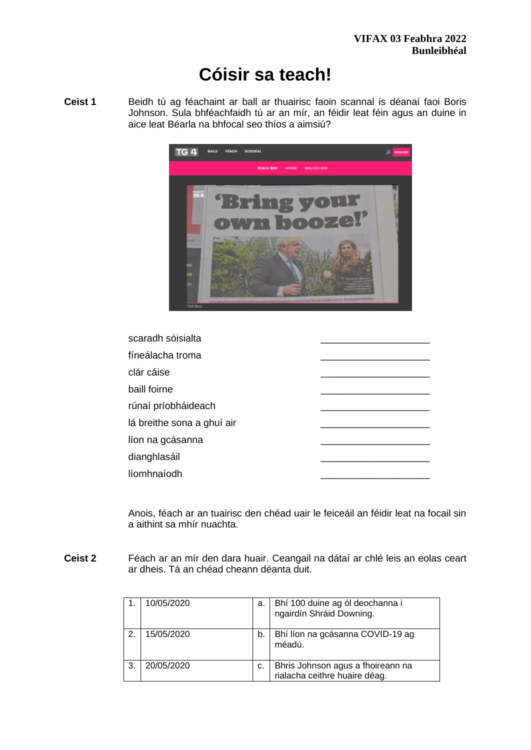**VIFAX 03 Feabhra 2022**
**Bunleibhéal**

# Cóisir sa teach!

**Ceist 1** Beidh tú ag féachaint ar ball ar thuairisc faoin scannal is déanaí faoi Boris Johnson. Sula bhféachfaidh tú ar an mír, an féidir leat féin agus an duine in aice leat Béarla na bhfocal seo thíos a aimsiú?

| | |
|---|---|
| scaradh sóisialta | ____________________ |
| fíneálacha troma | ____________________ |
| clár cáise | ____________________ |
| baill foirne | ____________________ |
| rúnaí príobháideach | ____________________ |
| lá breithe sona a ghuí air | ____________________ |
| líon na gcásanna | ____________________ |
| dianghlasáil | ____________________ |
| líomhnaíodh | ____________________ |

Anois, féach ar an tuairisc den chéad uair le feiceáil an féidir leat na focail sin a aithint sa mhír nuachta.

**Ceist 2** Féach ar an mír den dara huair. Ceangail na dátaí ar chlé leis an eolas ceart ar dheis. Tá an chéad cheann déanta duit.

| | | | |
|---|---|---|---|
| 1. | 10/05/2020 | a. | Bhí 100 duine ag ól deochanna i ngairdín Shráid Downing. |
| 2. | 15/05/2020 | b. | Bhí líon na gcásanna COVID-19 ag méadú. |
| 3. | 20/05/2020 | c. | Bhris Johnson agus a fhoireann na rialacha ceithre huaire déag. |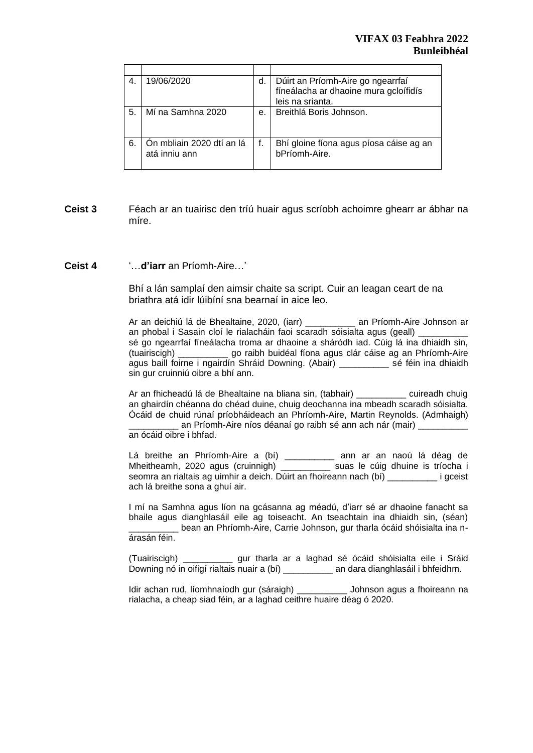| | | | |
|---|---|---|---|
| 4. | 19/06/2020 | d. | Dúirt an Príomh-Aire go ngearrfaí fíneálacha ar dhaoine mura gcloífidís leis na srianta. |
| 5. | Mí na Samhna 2020 | e. | Breithlá Boris Johnson. |
| 6. | Ón mbliain 2020 dtí an lá atá inniu ann | f. | Bhí gloine fíona agus píosa cáise ag an bPríomh-Aire. |

**Ceist 3** Féach ar an tuairisc den tríú huair agus scríobh achoimre ghearr ar ábhar na míre.

**Ceist 4** '…**d'iarr** an Príomh-Aire…'

Bhí a lán samplaí den aimsir chaite sa script. Cuir an leagan ceart de na briathra atá idir lúibíní sna bearnaí in aice leo.

Ar an deichiú lá de Bhealtaine, 2020, (iarr) __________ an Príomh-Aire Johnson ar an phobal i Sasain cloí le rialacháin faoi scaradh sóisialta agus (geall) __________ sé go ngearrfaí fíneálacha troma ar dhaoine a sháródh iad. Cúig lá ina dhiaidh sin, (tuairiscigh) __________ go raibh buidéal fíona agus clár cáise ag an Phríomh-Aire agus baill foirne i ngairdín Shráid Downing. (Abair) __________ sé féin ina dhiaidh sin gur cruinniú oibre a bhí ann.

Ar an fhicheadú lá de Bhealtaine na bliana sin, (tabhair) __________ cuireadh chuig an ghairdín chéanna do chéad duine, chuig deochanna ina mbeadh scaradh sóisialta. Ócáid de chuid rúnaí príobháideach an Phríomh-Aire, Martin Reynolds. (Admhaigh) __________ an Príomh-Aire níos déanaí go raibh sé ann ach nár (mair) __________ an ócáid oibre i bhfad.

Lá breithe an Phríomh-Aire a (bí) __________ ann ar an naoú lá déag de Mheitheamh, 2020 agus (cruinnigh) __________ suas le cúig dhuine is tríocha i seomra an rialtais ag uimhir a deich. Dúirt an fhoireann nach (bí) __________ i gceist ach lá breithe sona a ghuí air.

I mí na Samhna agus líon na gcásanna ag méadú, d'iarr sé ar dhaoine fanacht sa bhaile agus dianghlasáil eile ag toiseacht. An tseachtain ina dhiaidh sin, (séan) __________ bean an Phríomh-Aire, Carrie Johnson, gur tharla ócáid shóisialta ina n-árasán féin.

(Tuairiscigh) __________ gur tharla ar a laghad sé ócáid shóisialta eile i Sráid Downing nó in oifigí rialtais nuair a (bí) __________ an dara dianghlasáil i bhfeidhm.

Idir achan rud, líomhnaíodh gur (sáraigh) __________ Johnson agus a fhoireann na rialacha, a cheap siad féin, ar a laghad ceithre huaire déag ó 2020.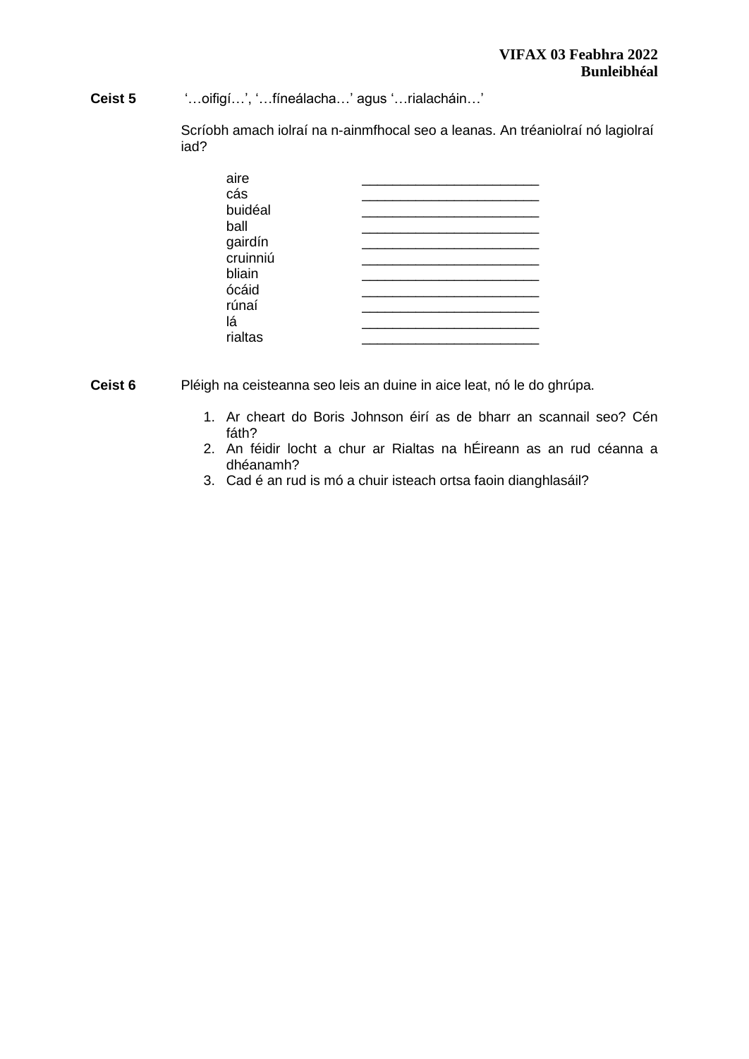**Ceist 5** '…oifigí…', '…fíneálacha…' agus '…rialacháin…'

Scríobh amach iolraí na n-ainmfhocal seo a leanas. An tréaniolraí nó lagiolraí iad?

| | |
|---|---|
| aire | _______________________ |
| cás | _______________________ |
| buidéal | _______________________ |
| ball | _______________________ |
| gairdín | _______________________ |
| cruinniú | _______________________ |
| bliain | _______________________ |
| ócáid | _______________________ |
| rúnaí | _______________________ |
| lá | _______________________ |
| rialtas | _______________________ |

**Ceist 6** Pléigh na ceisteanna seo leis an duine in aice leat, nó le do ghrúpa.

1. Ar cheart do Boris Johnson éirí as de bharr an scannail seo? Cén fáth?
2. An féidir locht a chur ar Rialtas na hÉireann as an rud céanna a dhéanamh?
3. Cad é an rud is mó a chuir isteach ortsa faoin dianghlasáil?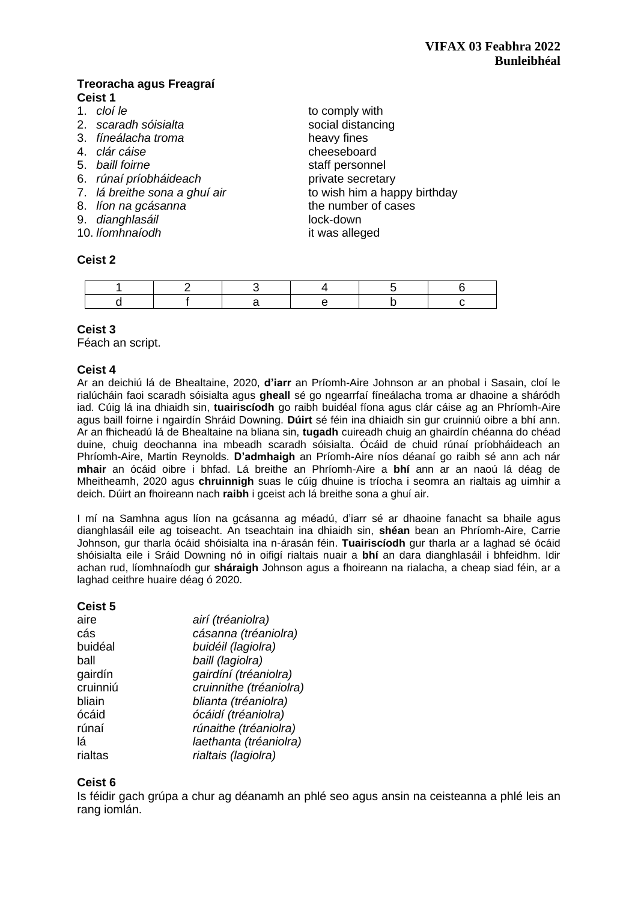**VIFAX 03 Feabhra 2022**
**Bunleibhéal**

**Treoracha agus Freagraí**

**Ceist 1**

| | |
|---|---|
| 1. *cloí le* | to comply with |
| 2. *scaradh sóisialta* | social distancing |
| 3. *fíneálacha troma* | heavy fines |
| 4. *clár cáise* | cheeseboard |
| 5. *baill foirne* | staff personnel |
| 6. *rúnaí príobháideach* | private secretary |
| 7. *lá breithe sona a ghuí air* | to wish him a happy birthday |
| 8. *líon na gcásanna* | the number of cases |
| 9. *dianghlasáil* | lock-down |
| 10. *líomhnaíodh* | it was alleged |

**Ceist 2**

| 1 | 2 | 3 | 4 | 5 | 6 |
|---|---|---|---|---|---|
| d | f | a | e | b | c |

**Ceist 3**

Féach an script.

**Ceist 4**

Ar an deichiú lá de Bhealtaine, 2020, **d'iarr** an Príomh-Aire Johnson ar an phobal i Sasain, cloí le rialúcháin faoi scaradh sóisialta agus **gheall** sé go ngearrfaí fíneálacha troma ar dhaoine a sháródh iad. Cúig lá ina dhiaidh sin, **tuairiscíodh** go raibh buidéal fíona agus clár cáise ag an Phríomh-Aire agus baill foirne i ngairdín Shráid Downing. **Dúirt** sé féin ina dhiaidh sin gur cruinniú oibre a bhí ann. Ar an fhicheadú lá de Bhealtaine na bliana sin, **tugadh** cuireadh chuig an ghairdín chéanna do chéad duine, chuig deochanna ina mbeadh scaradh sóisialta. Ócáid de chuid rúnaí príobháideach an Phríomh-Aire, Martin Reynolds. **D'admhaigh** an Príomh-Aire níos déanaí go raibh sé ann ach nár **mhair** an ócáid oibre i bhfad. Lá breithe an Phríomh-Aire a **bhí** ann ar an naoú lá déag de Mheitheamh, 2020 agus **chruinnigh** suas le cúig dhuine is tríocha i seomra an rialtais ag uimhir a deich. Dúirt an fhoireann nach **raibh** i gceist ach lá breithe sona a ghuí air.

I mí na Samhna agus líon na gcásanna ag méadú, d'iarr sé ar dhaoine fanacht sa bhaile agus dianghlasáil eile ag toiseacht. An tseachtain ina dhiaidh sin, **shéan** bean an Phríomh-Aire, Carrie Johnson, gur tharla ócáid shóisialta ina n-árasán féin. **Tuairiscíodh** gur tharla ar a laghad sé ócáid shóisialta eile i Sráid Downing nó in oifigí rialtais nuair a **bhí** an dara dianghlasáil i bhfeidhm. Idir achan rud, líomhnaíodh gur **sháraigh** Johnson agus a fhoireann na rialacha, a cheap siad féin, ar a laghad ceithre huaire déag ó 2020.

**Ceist 5**

| | |
|---|---|
| aire | *airí (tréaniolra)* |
| cás | *cásanna (tréaniolra)* |
| buidéal | *buidéil (lagiolra)* |
| ball | *baill (lagiolra)* |
| gairdín | *gairdíní (tréaniolra)* |
| cruinniú | *cruinnithe (tréaniolra)* |
| bliain | *blianta (tréaniolra)* |
| ócáid | *ócáidí (tréaniolra)* |
| rúnaí | *rúnaithe (tréaniolra)* |
| lá | *laethanta (tréaniolra)* |
| rialtas | *rialtais (lagiolra)* |

**Ceist 6**

Is féidir gach grúpa a chur ag déanamh an phlé seo agus ansin na ceisteanna a phlé leis an rang iomlán.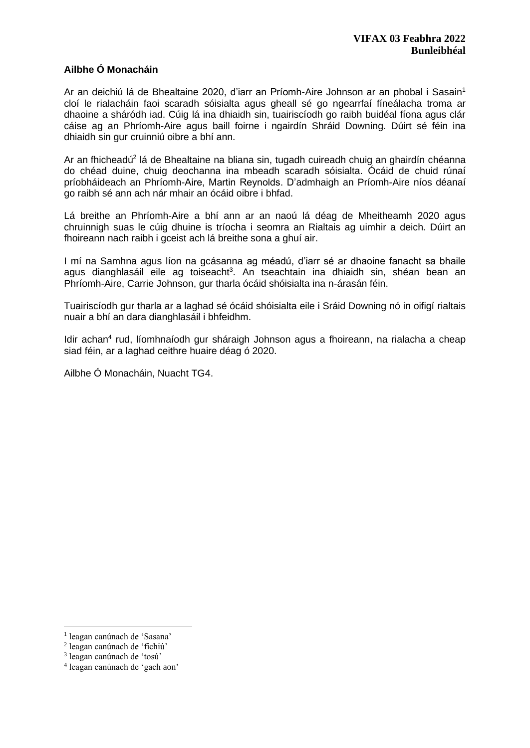**VIFAX 03 Feabhra 2022**
**Bunleibhéal**

**Ailbhe Ó Monacháin**

Ar an deichiú lá de Bhealtaine 2020, d'iarr an Príomh-Aire Johnson ar an phobal i Sasain[1] cloí le rialacháin faoi scaradh sóisialta agus gheall sé go ngearrfaí fíneálacha troma ar dhaoine a sháródh iad. Cúig lá ina dhiaidh sin, tuairiscíodh go raibh buidéal fíona agus clár cáise ag an Phríomh-Aire agus baill foirne i ngairdín Shráid Downing. Dúirt sé féin ina dhiaidh sin gur cruinniú oibre a bhí ann.

Ar an fhicheadú[2] lá de Bhealtaine na bliana sin, tugadh cuireadh chuig an ghairdín chéanna do chéad duine, chuig deochanna ina mbeadh scaradh sóisialta. Ócáid de chuid rúnaí príobháideach an Phríomh-Aire, Martin Reynolds. D'admhaigh an Príomh-Aire níos déanaí go raibh sé ann ach nár mhair an ócáid oibre i bhfad.

Lá breithe an Phríomh-Aire a bhí ann ar an naoú lá déag de Mheitheamh 2020 agus chruinnigh suas le cúig dhuine is tríocha i seomra an Rialtais ag uimhir a deich. Dúirt an fhoireann nach raibh i gceist ach lá breithe sona a ghuí air.

I mí na Samhna agus líon na gcásanna ag méadú, d'iarr sé ar dhaoine fanacht sa bhaile agus dianghlasáil eile ag toiseacht[3]. An tseachtain ina dhiaidh sin, shéan bean an Phríomh-Aire, Carrie Johnson, gur tharla ócáid shóisialta ina n-árasán féin.

Tuairiscíodh gur tharla ar a laghad sé ócáid shóisialta eile i Sráid Downing nó in oifigí rialtais nuair a bhí an dara dianghlasáil i bhfeidhm.

Idir achan[4] rud, líomhnaíodh gur sháraigh Johnson agus a fhoireann, na rialacha a cheap siad féin, ar a laghad ceithre huaire déag ó 2020.

Ailbhe Ó Monacháin, Nuacht TG4.

---

[1] leagan canúnach de 'Sasana'

[2] leagan canúnach de 'fichiú'

[3] leagan canúnach de 'tosú'

[4] leagan canúnach de 'gach aon'